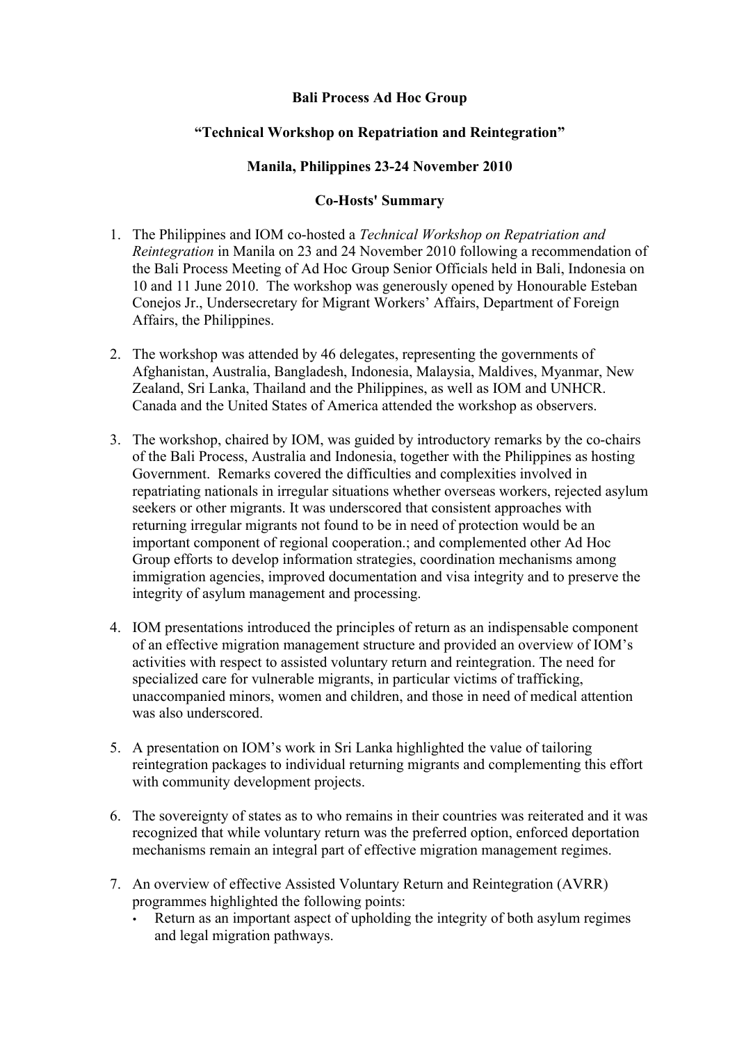**Bali Process Ad Hoc Group**

**"Technical Workshop on Repatriation and Reintegration"**

**Manila, Philippines 23-24 November 2010**

**Co-Hosts' Summary**

1. The Philippines and IOM co-hosted a *Technical Workshop on Repatriation and Reintegration* in Manila on 23 and 24 November 2010 following a recommendation of the Bali Process Meeting of Ad Hoc Group Senior Officials held in Bali, Indonesia on 10 and 11 June 2010. The workshop was generously opened by Honourable Esteban Conejos Jr., Undersecretary for Migrant Workers' Affairs, Department of Foreign Affairs, the Philippines.

2. The workshop was attended by 46 delegates, representing the governments of Afghanistan, Australia, Bangladesh, Indonesia, Malaysia, Maldives, Myanmar, New Zealand, Sri Lanka, Thailand and the Philippines, as well as IOM and UNHCR. Canada and the United States of America attended the workshop as observers.

3. The workshop, chaired by IOM, was guided by introductory remarks by the co-chairs of the Bali Process, Australia and Indonesia, together with the Philippines as hosting Government. Remarks covered the difficulties and complexities involved in repatriating nationals in irregular situations whether overseas workers, rejected asylum seekers or other migrants. It was underscored that consistent approaches with returning irregular migrants not found to be in need of protection would be an important component of regional cooperation.; and complemented other Ad Hoc Group efforts to develop information strategies, coordination mechanisms among immigration agencies, improved documentation and visa integrity and to preserve the integrity of asylum management and processing.

4. IOM presentations introduced the principles of return as an indispensable component of an effective migration management structure and provided an overview of IOM's activities with respect to assisted voluntary return and reintegration. The need for specialized care for vulnerable migrants, in particular victims of trafficking, unaccompanied minors, women and children, and those in need of medical attention was also underscored.

5. A presentation on IOM's work in Sri Lanka highlighted the value of tailoring reintegration packages to individual returning migrants and complementing this effort with community development projects.

6. The sovereignty of states as to who remains in their countries was reiterated and it was recognized that while voluntary return was the preferred option, enforced deportation mechanisms remain an integral part of effective migration management regimes.

7. An overview of effective Assisted Voluntary Return and Reintegration (AVRR) programmes highlighted the following points:
   - Return as an important aspect of upholding the integrity of both asylum regimes and legal migration pathways.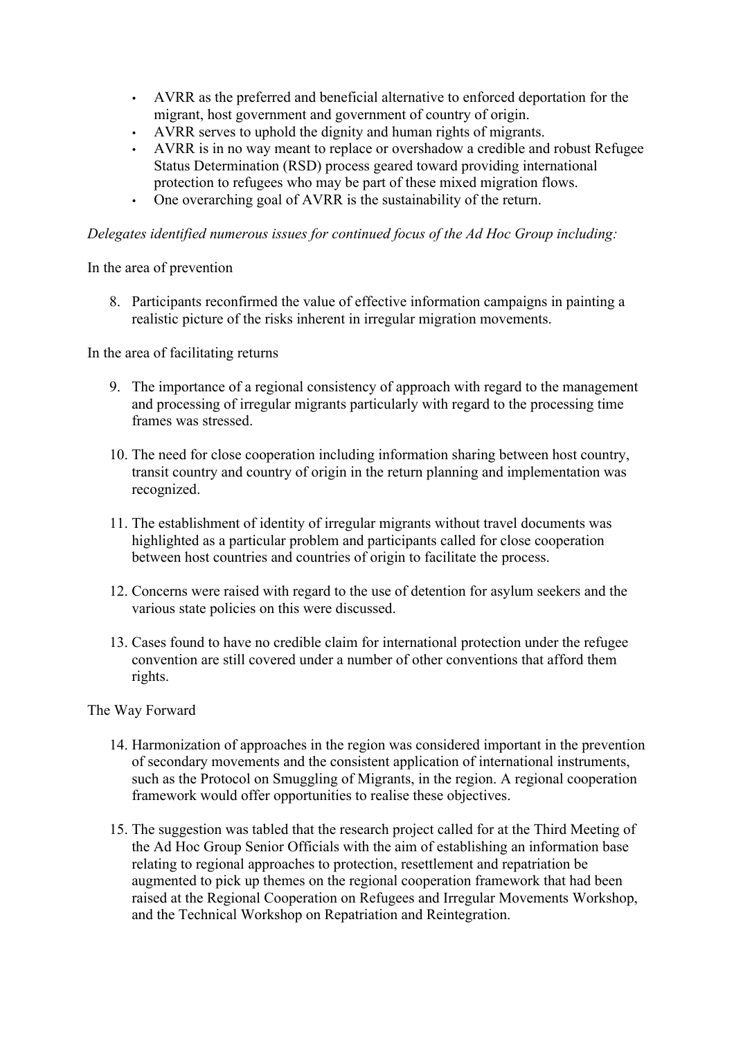- AVRR as the preferred and beneficial alternative to enforced deportation for the migrant, host government and government of country of origin.
- AVRR serves to uphold the dignity and human rights of migrants.
- AVRR is in no way meant to replace or overshadow a credible and robust Refugee Status Determination (RSD) process geared toward providing international protection to refugees who may be part of these mixed migration flows.
- One overarching goal of AVRR is the sustainability of the return.

*Delegates identified numerous issues for continued focus of the Ad Hoc Group including:*

In the area of prevention

8. Participants reconfirmed the value of effective information campaigns in painting a realistic picture of the risks inherent in irregular migration movements.

In the area of facilitating returns

9. The importance of a regional consistency of approach with regard to the management and processing of irregular migrants particularly with regard to the processing time frames was stressed.

10. The need for close cooperation including information sharing between host country, transit country and country of origin in the return planning and implementation was recognized.

11. The establishment of identity of irregular migrants without travel documents was highlighted as a particular problem and participants called for close cooperation between host countries and countries of origin to facilitate the process.

12. Concerns were raised with regard to the use of detention for asylum seekers and the various state policies on this were discussed.

13. Cases found to have no credible claim for international protection under the refugee convention are still covered under a number of other conventions that afford them rights.

The Way Forward

14. Harmonization of approaches in the region was considered important in the prevention of secondary movements and the consistent application of international instruments, such as the Protocol on Smuggling of Migrants, in the region. A regional cooperation framework would offer opportunities to realise these objectives.

15. The suggestion was tabled that the research project called for at the Third Meeting of the Ad Hoc Group Senior Officials with the aim of establishing an information base relating to regional approaches to protection, resettlement and repatriation be augmented to pick up themes on the regional cooperation framework that had been raised at the Regional Cooperation on Refugees and Irregular Movements Workshop, and the Technical Workshop on Repatriation and Reintegration.